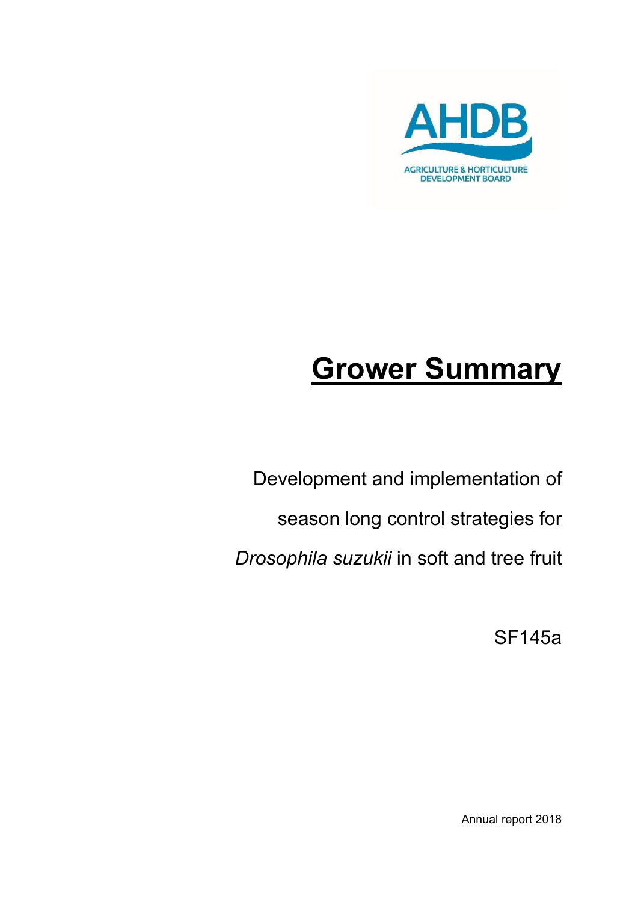AHDB

AGRICULTURE & HORTICULTURE DEVELOPMENT BOARD

# Grower Summary

Development and implementation of season long control strategies for *Drosophila suzukii* in soft and tree fruit

SF145a

Annual report 2018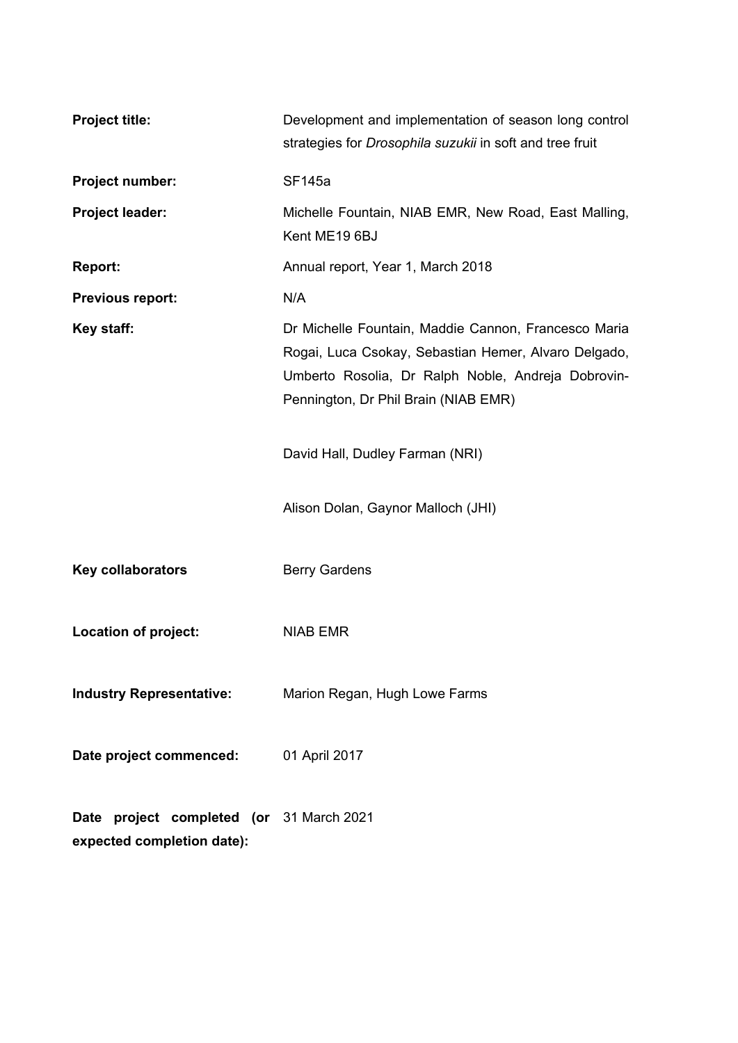| | |
|---|---|
| **Project title:** | Development and implementation of season long control strategies for *Drosophila suzukii* in soft and tree fruit |
| **Project number:** | SF145a |
| **Project leader:** | Michelle Fountain, NIAB EMR, New Road, East Malling, Kent ME19 6BJ |
| **Report:** | Annual report, Year 1, March 2018 |
| **Previous report:** | N/A |
| **Key staff:** | Dr Michelle Fountain, Maddie Cannon, Francesco Maria Rogai, Luca Csokay, Sebastian Hemer, Alvaro Delgado, Umberto Rosolia, Dr Ralph Noble, Andreja Dobrovin-Pennington, Dr Phil Brain (NIAB EMR)<br><br>David Hall, Dudley Farman (NRI)<br><br>Alison Dolan, Gaynor Malloch (JHI) |
| **Key collaborators** | Berry Gardens |
| **Location of project:** | NIAB EMR |
| **Industry Representative:** | Marion Regan, Hugh Lowe Farms |
| **Date project commenced:** | 01 April 2017 |
| **Date project completed (or expected completion date):** | 31 March 2021 |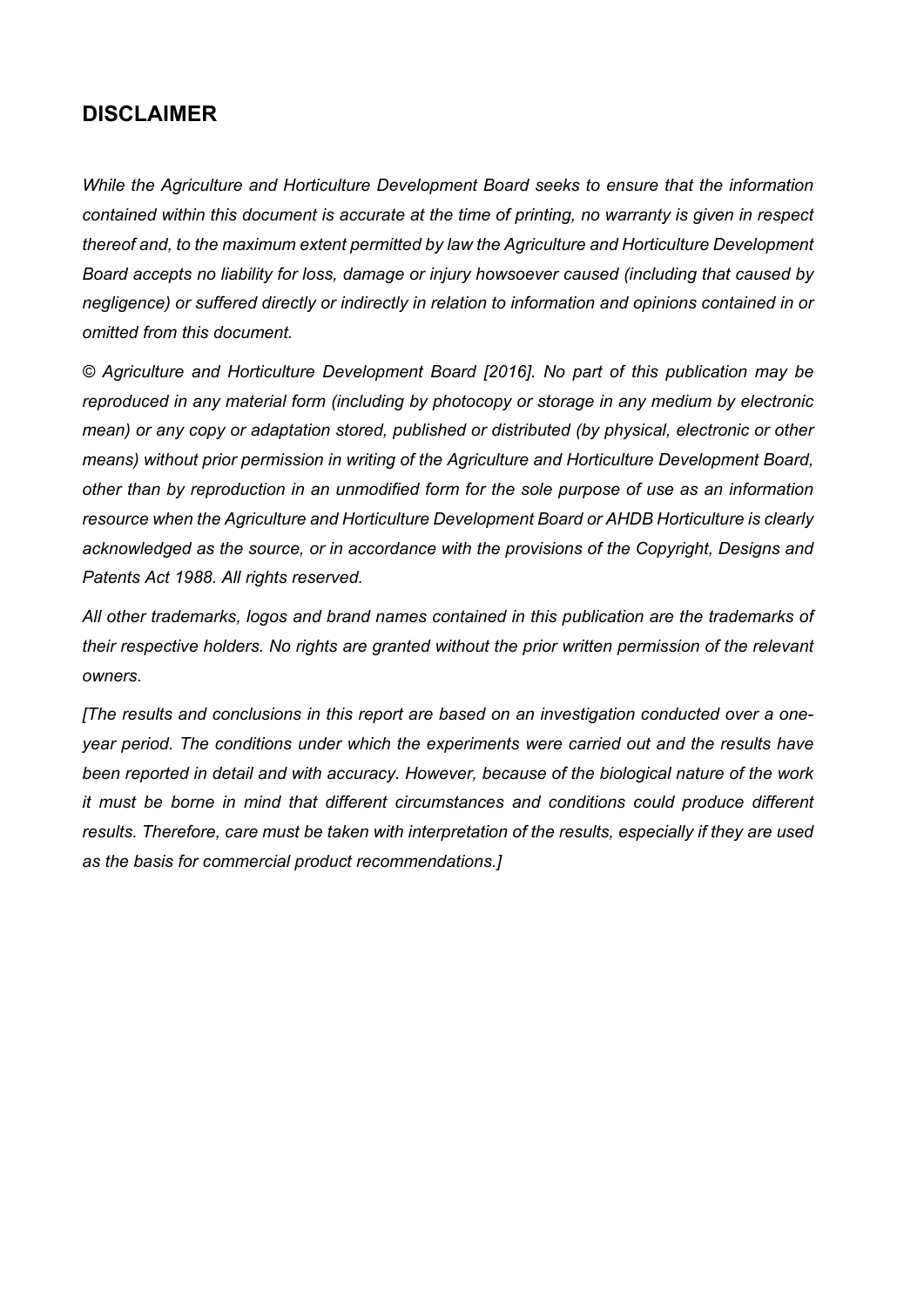## DISCLAIMER

*While the Agriculture and Horticulture Development Board seeks to ensure that the information contained within this document is accurate at the time of printing, no warranty is given in respect thereof and, to the maximum extent permitted by law the Agriculture and Horticulture Development Board accepts no liability for loss, damage or injury howsoever caused (including that caused by negligence) or suffered directly or indirectly in relation to information and opinions contained in or omitted from this document.*

*© Agriculture and Horticulture Development Board [2016]. No part of this publication may be reproduced in any material form (including by photocopy or storage in any medium by electronic mean) or any copy or adaptation stored, published or distributed (by physical, electronic or other means) without prior permission in writing of the Agriculture and Horticulture Development Board, other than by reproduction in an unmodified form for the sole purpose of use as an information resource when the Agriculture and Horticulture Development Board or AHDB Horticulture is clearly acknowledged as the source, or in accordance with the provisions of the Copyright, Designs and Patents Act 1988. All rights reserved.*

*All other trademarks, logos and brand names contained in this publication are the trademarks of their respective holders. No rights are granted without the prior written permission of the relevant owners.*

*[The results and conclusions in this report are based on an investigation conducted over a one-year period. The conditions under which the experiments were carried out and the results have been reported in detail and with accuracy. However, because of the biological nature of the work it must be borne in mind that different circumstances and conditions could produce different results. Therefore, care must be taken with interpretation of the results, especially if they are used as the basis for commercial product recommendations.]*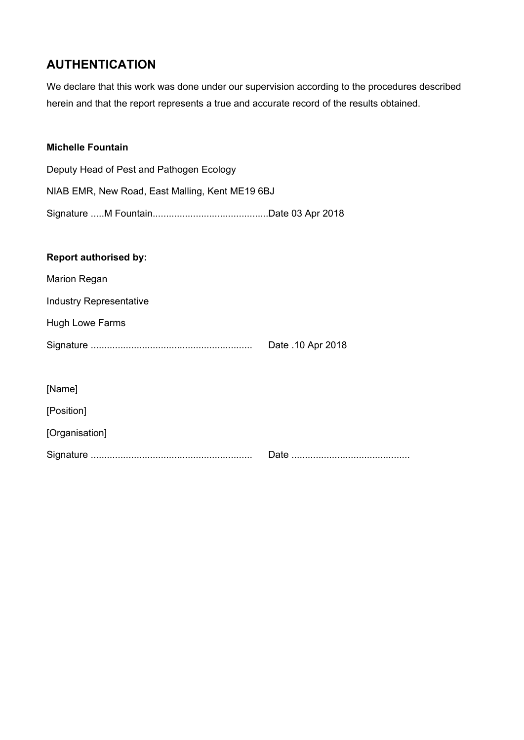## AUTHENTICATION

We declare that this work was done under our supervision according to the procedures described herein and that the report represents a true and accurate record of the results obtained.

**Michelle Fountain**

Deputy Head of Pest and Pathogen Ecology

NIAB EMR, New Road, East Malling, Kent ME19 6BJ

Signature .....M Fountain...........................................Date 03 Apr 2018

**Report authorised by:**

Marion Regan

Industry Representative

Hugh Lowe Farms

Signature ............................................................ Date .10 Apr 2018

[Name]

[Position]

[Organisation]

Signature ............................................................ Date ............................................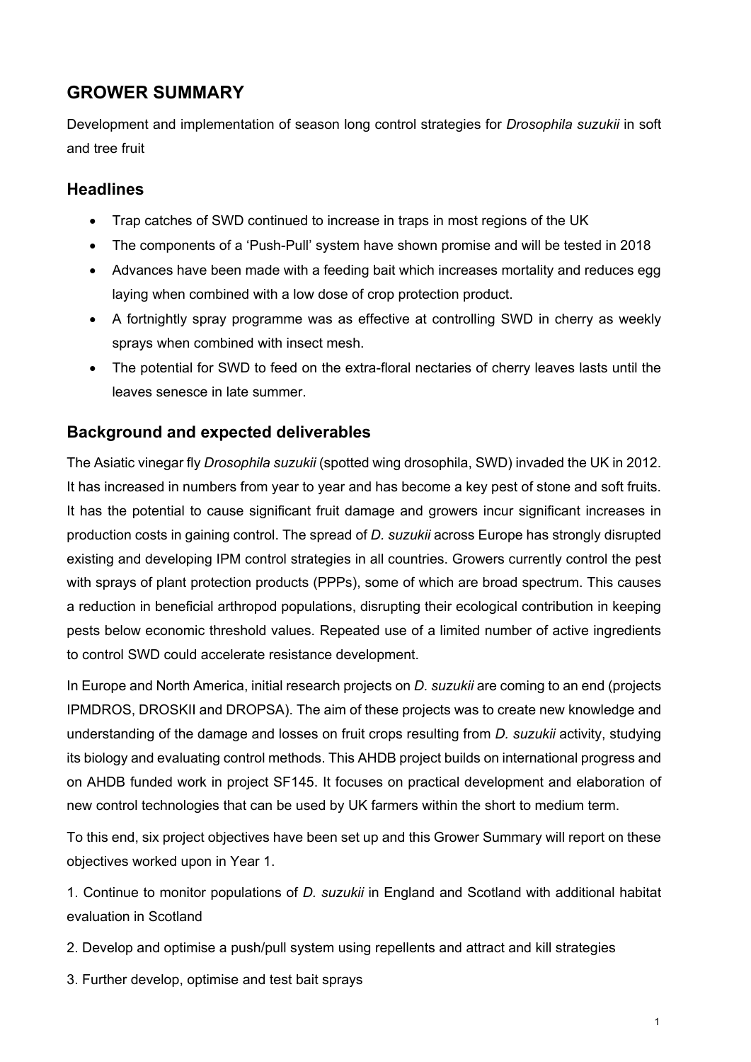# GROWER SUMMARY

Development and implementation of season long control strategies for *Drosophila suzukii* in soft and tree fruit

## Headlines

- Trap catches of SWD continued to increase in traps in most regions of the UK
- The components of a 'Push-Pull' system have shown promise and will be tested in 2018
- Advances have been made with a feeding bait which increases mortality and reduces egg laying when combined with a low dose of crop protection product.
- A fortnightly spray programme was as effective at controlling SWD in cherry as weekly sprays when combined with insect mesh.
- The potential for SWD to feed on the extra-floral nectaries of cherry leaves lasts until the leaves senesce in late summer.

## Background and expected deliverables

The Asiatic vinegar fly *Drosophila suzukii* (spotted wing drosophila, SWD) invaded the UK in 2012. It has increased in numbers from year to year and has become a key pest of stone and soft fruits. It has the potential to cause significant fruit damage and growers incur significant increases in production costs in gaining control. The spread of *D. suzukii* across Europe has strongly disrupted existing and developing IPM control strategies in all countries. Growers currently control the pest with sprays of plant protection products (PPPs), some of which are broad spectrum. This causes a reduction in beneficial arthropod populations, disrupting their ecological contribution in keeping pests below economic threshold values. Repeated use of a limited number of active ingredients to control SWD could accelerate resistance development.

In Europe and North America, initial research projects on *D. suzukii* are coming to an end (projects IPMDROS, DROSKII and DROPSA). The aim of these projects was to create new knowledge and understanding of the damage and losses on fruit crops resulting from *D. suzukii* activity, studying its biology and evaluating control methods. This AHDB project builds on international progress and on AHDB funded work in project SF145. It focuses on practical development and elaboration of new control technologies that can be used by UK farmers within the short to medium term.

To this end, six project objectives have been set up and this Grower Summary will report on these objectives worked upon in Year 1.

1. Continue to monitor populations of *D. suzukii* in England and Scotland with additional habitat evaluation in Scotland

2. Develop and optimise a push/pull system using repellents and attract and kill strategies

3. Further develop, optimise and test bait sprays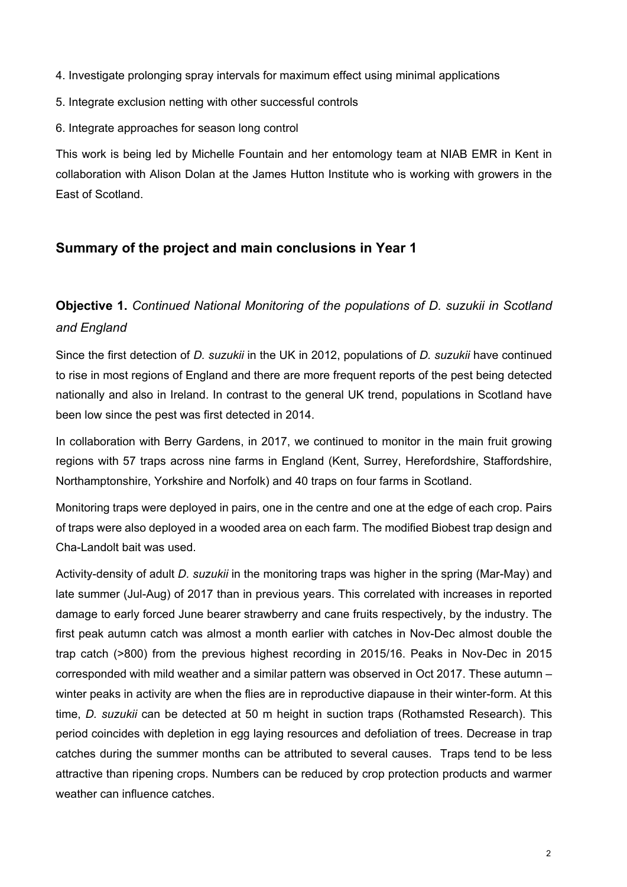4. Investigate prolonging spray intervals for maximum effect using minimal applications

5. Integrate exclusion netting with other successful controls

6. Integrate approaches for season long control

This work is being led by Michelle Fountain and her entomology team at NIAB EMR in Kent in collaboration with Alison Dolan at the James Hutton Institute who is working with growers in the East of Scotland.

## Summary of the project and main conclusions in Year 1

### Objective 1. *Continued National Monitoring of the populations of D. suzukii in Scotland and England*

Since the first detection of *D. suzukii* in the UK in 2012, populations of *D. suzukii* have continued to rise in most regions of England and there are more frequent reports of the pest being detected nationally and also in Ireland. In contrast to the general UK trend, populations in Scotland have been low since the pest was first detected in 2014.

In collaboration with Berry Gardens, in 2017, we continued to monitor in the main fruit growing regions with 57 traps across nine farms in England (Kent, Surrey, Herefordshire, Staffordshire, Northamptonshire, Yorkshire and Norfolk) and 40 traps on four farms in Scotland.

Monitoring traps were deployed in pairs, one in the centre and one at the edge of each crop. Pairs of traps were also deployed in a wooded area on each farm. The modified Biobest trap design and Cha-Landolt bait was used.

Activity-density of adult *D. suzukii* in the monitoring traps was higher in the spring (Mar-May) and late summer (Jul-Aug) of 2017 than in previous years. This correlated with increases in reported damage to early forced June bearer strawberry and cane fruits respectively, by the industry. The first peak autumn catch was almost a month earlier with catches in Nov-Dec almost double the trap catch (>800) from the previous highest recording in 2015/16. Peaks in Nov-Dec in 2015 corresponded with mild weather and a similar pattern was observed in Oct 2017. These autumn – winter peaks in activity are when the flies are in reproductive diapause in their winter-form. At this time, *D. suzukii* can be detected at 50 m height in suction traps (Rothamsted Research). This period coincides with depletion in egg laying resources and defoliation of trees. Decrease in trap catches during the summer months can be attributed to several causes. Traps tend to be less attractive than ripening crops. Numbers can be reduced by crop protection products and warmer weather can influence catches.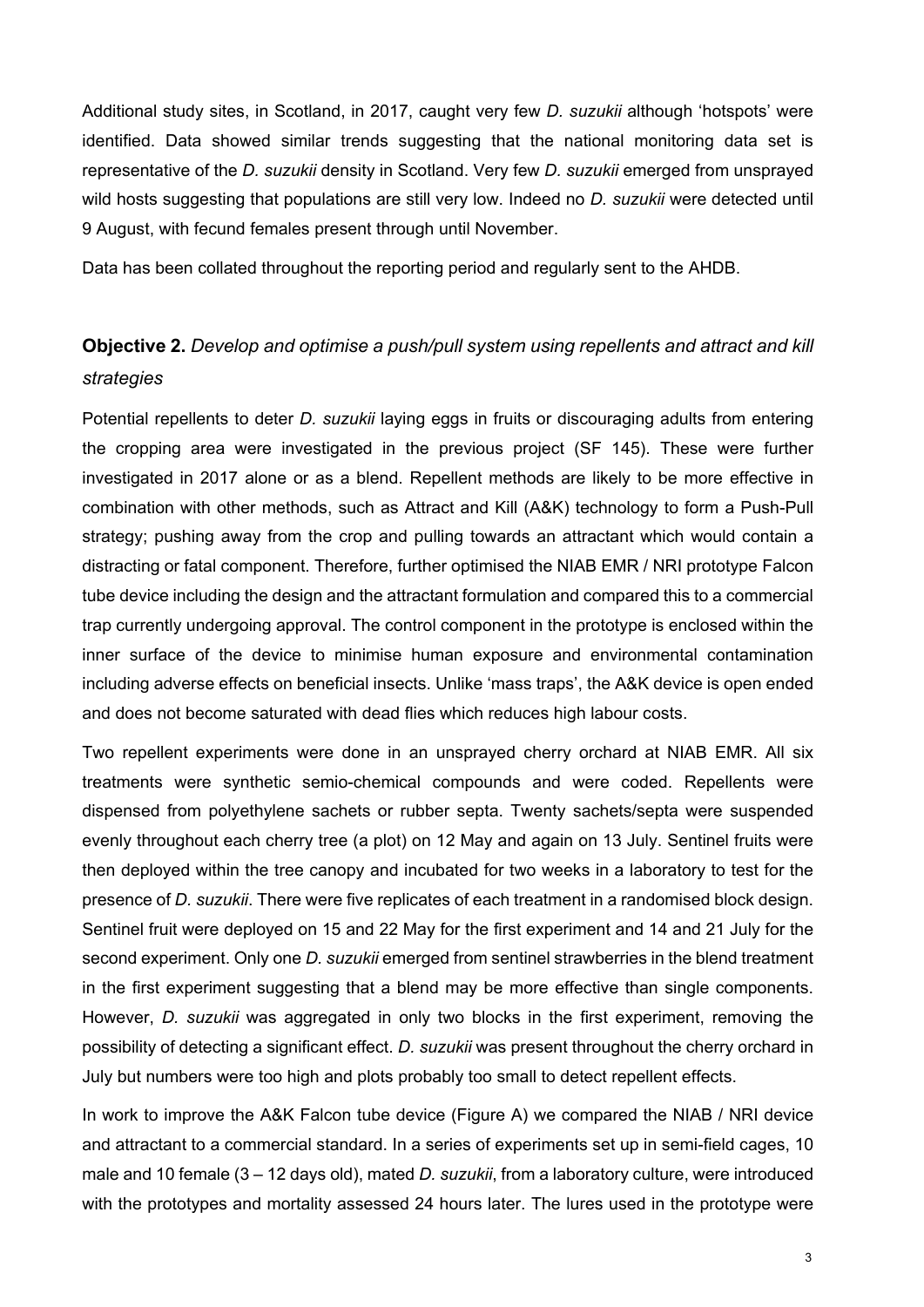Additional study sites, in Scotland, in 2017, caught very few *D. suzukii* although 'hotspots' were identified. Data showed similar trends suggesting that the national monitoring data set is representative of the *D. suzukii* density in Scotland. Very few *D. suzukii* emerged from unsprayed wild hosts suggesting that populations are still very low. Indeed no *D. suzukii* were detected until 9 August, with fecund females present through until November.

Data has been collated throughout the reporting period and regularly sent to the AHDB.

**Objective 2.** *Develop and optimise a push/pull system using repellents and attract and kill strategies*

Potential repellents to deter *D. suzukii* laying eggs in fruits or discouraging adults from entering the cropping area were investigated in the previous project (SF 145). These were further investigated in 2017 alone or as a blend. Repellent methods are likely to be more effective in combination with other methods, such as Attract and Kill (A&K) technology to form a Push-Pull strategy; pushing away from the crop and pulling towards an attractant which would contain a distracting or fatal component. Therefore, further optimised the NIAB EMR / NRI prototype Falcon tube device including the design and the attractant formulation and compared this to a commercial trap currently undergoing approval. The control component in the prototype is enclosed within the inner surface of the device to minimise human exposure and environmental contamination including adverse effects on beneficial insects. Unlike 'mass traps', the A&K device is open ended and does not become saturated with dead flies which reduces high labour costs.

Two repellent experiments were done in an unsprayed cherry orchard at NIAB EMR. All six treatments were synthetic semio-chemical compounds and were coded. Repellents were dispensed from polyethylene sachets or rubber septa. Twenty sachets/septa were suspended evenly throughout each cherry tree (a plot) on 12 May and again on 13 July. Sentinel fruits were then deployed within the tree canopy and incubated for two weeks in a laboratory to test for the presence of *D. suzukii*. There were five replicates of each treatment in a randomised block design. Sentinel fruit were deployed on 15 and 22 May for the first experiment and 14 and 21 July for the second experiment. Only one *D. suzukii* emerged from sentinel strawberries in the blend treatment in the first experiment suggesting that a blend may be more effective than single components. However, *D. suzukii* was aggregated in only two blocks in the first experiment, removing the possibility of detecting a significant effect. *D. suzukii* was present throughout the cherry orchard in July but numbers were too high and plots probably too small to detect repellent effects.

In work to improve the A&K Falcon tube device (Figure A) we compared the NIAB / NRI device and attractant to a commercial standard. In a series of experiments set up in semi-field cages, 10 male and 10 female (3 – 12 days old), mated *D. suzukii*, from a laboratory culture, were introduced with the prototypes and mortality assessed 24 hours later. The lures used in the prototype were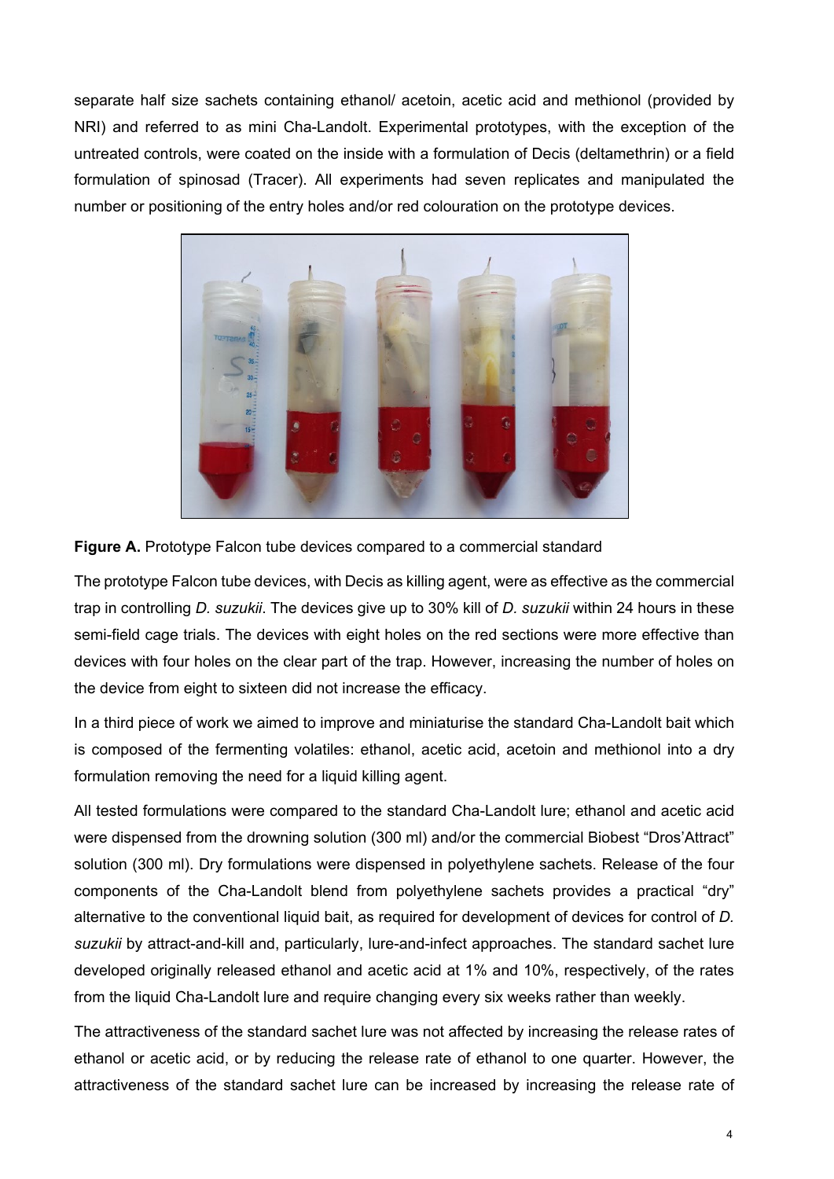separate half size sachets containing ethanol/ acetoin, acetic acid and methionol (provided by NRI) and referred to as mini Cha-Landolt. Experimental prototypes, with the exception of the untreated controls, were coated on the inside with a formulation of Decis (deltamethrin) or a field formulation of spinosad (Tracer). All experiments had seven replicates and manipulated the number or positioning of the entry holes and/or red colouration on the prototype devices.

**Figure A.** Prototype Falcon tube devices compared to a commercial standard

The prototype Falcon tube devices, with Decis as killing agent, were as effective as the commercial trap in controlling *D. suzukii*. The devices give up to 30% kill of *D. suzukii* within 24 hours in these semi-field cage trials. The devices with eight holes on the red sections were more effective than devices with four holes on the clear part of the trap. However, increasing the number of holes on the device from eight to sixteen did not increase the efficacy.

In a third piece of work we aimed to improve and miniaturise the standard Cha-Landolt bait which is composed of the fermenting volatiles: ethanol, acetic acid, acetoin and methionol into a dry formulation removing the need for a liquid killing agent.

All tested formulations were compared to the standard Cha-Landolt lure; ethanol and acetic acid were dispensed from the drowning solution (300 ml) and/or the commercial Biobest "Dros'Attract" solution (300 ml). Dry formulations were dispensed in polyethylene sachets. Release of the four components of the Cha-Landolt blend from polyethylene sachets provides a practical "dry" alternative to the conventional liquid bait, as required for development of devices for control of *D. suzukii* by attract-and-kill and, particularly, lure-and-infect approaches. The standard sachet lure developed originally released ethanol and acetic acid at 1% and 10%, respectively, of the rates from the liquid Cha-Landolt lure and require changing every six weeks rather than weekly.

The attractiveness of the standard sachet lure was not affected by increasing the release rates of ethanol or acetic acid, or by reducing the release rate of ethanol to one quarter. However, the attractiveness of the standard sachet lure can be increased by increasing the release rate of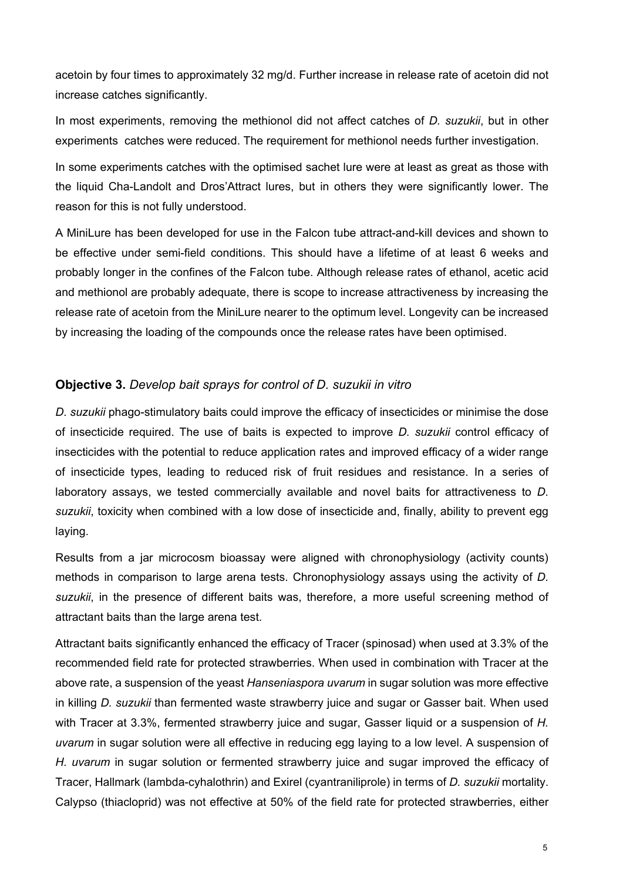acetoin by four times to approximately 32 mg/d. Further increase in release rate of acetoin did not increase catches significantly.

In most experiments, removing the methionol did not affect catches of *D. suzukii*, but in other experiments catches were reduced. The requirement for methionol needs further investigation.

In some experiments catches with the optimised sachet lure were at least as great as those with the liquid Cha-Landolt and Dros'Attract lures, but in others they were significantly lower. The reason for this is not fully understood.

A MiniLure has been developed for use in the Falcon tube attract-and-kill devices and shown to be effective under semi-field conditions. This should have a lifetime of at least 6 weeks and probably longer in the confines of the Falcon tube. Although release rates of ethanol, acetic acid and methionol are probably adequate, there is scope to increase attractiveness by increasing the release rate of acetoin from the MiniLure nearer to the optimum level. Longevity can be increased by increasing the loading of the compounds once the release rates have been optimised.

### **Objective 3.** *Develop bait sprays for control of D. suzukii in vitro*

*D. suzukii* phago-stimulatory baits could improve the efficacy of insecticides or minimise the dose of insecticide required. The use of baits is expected to improve *D. suzukii* control efficacy of insecticides with the potential to reduce application rates and improved efficacy of a wider range of insecticide types, leading to reduced risk of fruit residues and resistance. In a series of laboratory assays, we tested commercially available and novel baits for attractiveness to *D. suzukii*, toxicity when combined with a low dose of insecticide and, finally, ability to prevent egg laying.

Results from a jar microcosm bioassay were aligned with chronophysiology (activity counts) methods in comparison to large arena tests. Chronophysiology assays using the activity of *D. suzukii*, in the presence of different baits was, therefore, a more useful screening method of attractant baits than the large arena test.

Attractant baits significantly enhanced the efficacy of Tracer (spinosad) when used at 3.3% of the recommended field rate for protected strawberries. When used in combination with Tracer at the above rate, a suspension of the yeast *Hanseniaspora uvarum* in sugar solution was more effective in killing *D. suzukii* than fermented waste strawberry juice and sugar or Gasser bait. When used with Tracer at 3.3%, fermented strawberry juice and sugar, Gasser liquid or a suspension of *H. uvarum* in sugar solution were all effective in reducing egg laying to a low level. A suspension of *H. uvarum* in sugar solution or fermented strawberry juice and sugar improved the efficacy of Tracer, Hallmark (lambda-cyhalothrin) and Exirel (cyantraniliprole) in terms of *D. suzukii* mortality. Calypso (thiacloprid) was not effective at 50% of the field rate for protected strawberries, either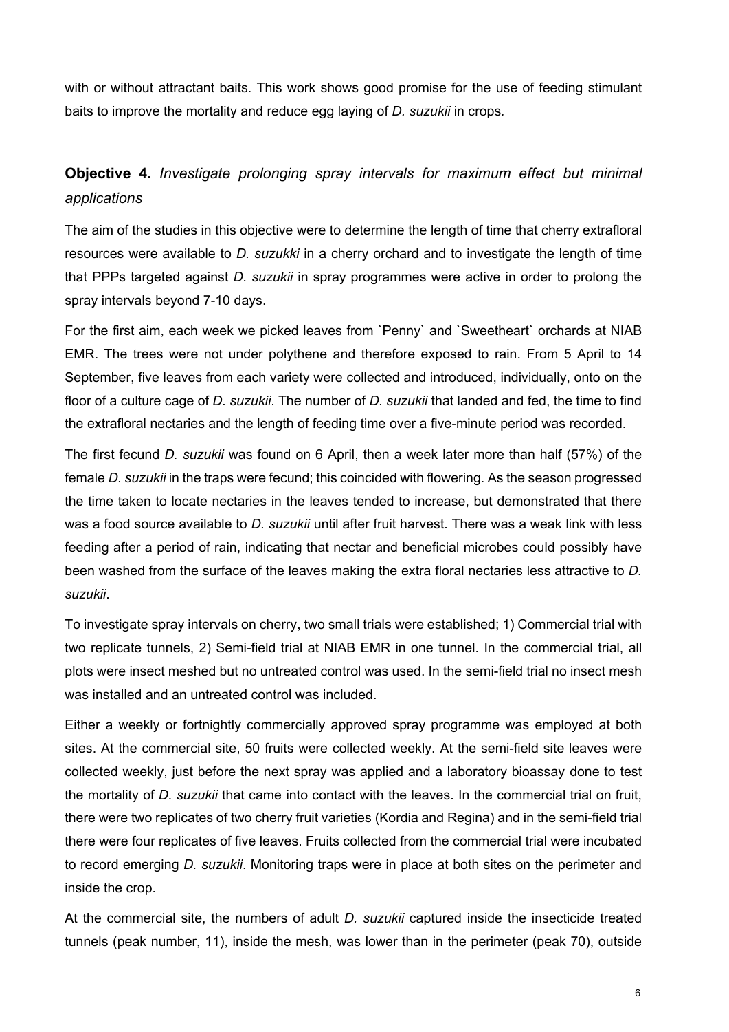with or without attractant baits. This work shows good promise for the use of feeding stimulant baits to improve the mortality and reduce egg laying of *D. suzukii* in crops*.*

**Objective 4.** *Investigate prolonging spray intervals for maximum effect but minimal applications*

The aim of the studies in this objective were to determine the length of time that cherry extrafloral resources were available to *D. suzukki* in a cherry orchard and to investigate the length of time that PPPs targeted against *D. suzukii* in spray programmes were active in order to prolong the spray intervals beyond 7-10 days.

For the first aim, each week we picked leaves from `Penny` and `Sweetheart` orchards at NIAB EMR. The trees were not under polythene and therefore exposed to rain. From 5 April to 14 September, five leaves from each variety were collected and introduced, individually, onto on the floor of a culture cage of *D. suzukii*. The number of *D. suzukii* that landed and fed, the time to find the extrafloral nectaries and the length of feeding time over a five-minute period was recorded.

The first fecund *D. suzukii* was found on 6 April, then a week later more than half (57%) of the female *D. suzukii* in the traps were fecund; this coincided with flowering. As the season progressed the time taken to locate nectaries in the leaves tended to increase, but demonstrated that there was a food source available to *D. suzukii* until after fruit harvest. There was a weak link with less feeding after a period of rain, indicating that nectar and beneficial microbes could possibly have been washed from the surface of the leaves making the extra floral nectaries less attractive to *D. suzukii*.

To investigate spray intervals on cherry, two small trials were established; 1) Commercial trial with two replicate tunnels, 2) Semi-field trial at NIAB EMR in one tunnel. In the commercial trial, all plots were insect meshed but no untreated control was used. In the semi-field trial no insect mesh was installed and an untreated control was included.

Either a weekly or fortnightly commercially approved spray programme was employed at both sites. At the commercial site, 50 fruits were collected weekly. At the semi-field site leaves were collected weekly, just before the next spray was applied and a laboratory bioassay done to test the mortality of *D. suzukii* that came into contact with the leaves. In the commercial trial on fruit, there were two replicates of two cherry fruit varieties (Kordia and Regina) and in the semi-field trial there were four replicates of five leaves. Fruits collected from the commercial trial were incubated to record emerging *D. suzukii*. Monitoring traps were in place at both sites on the perimeter and inside the crop.

At the commercial site, the numbers of adult *D. suzukii* captured inside the insecticide treated tunnels (peak number, 11), inside the mesh, was lower than in the perimeter (peak 70), outside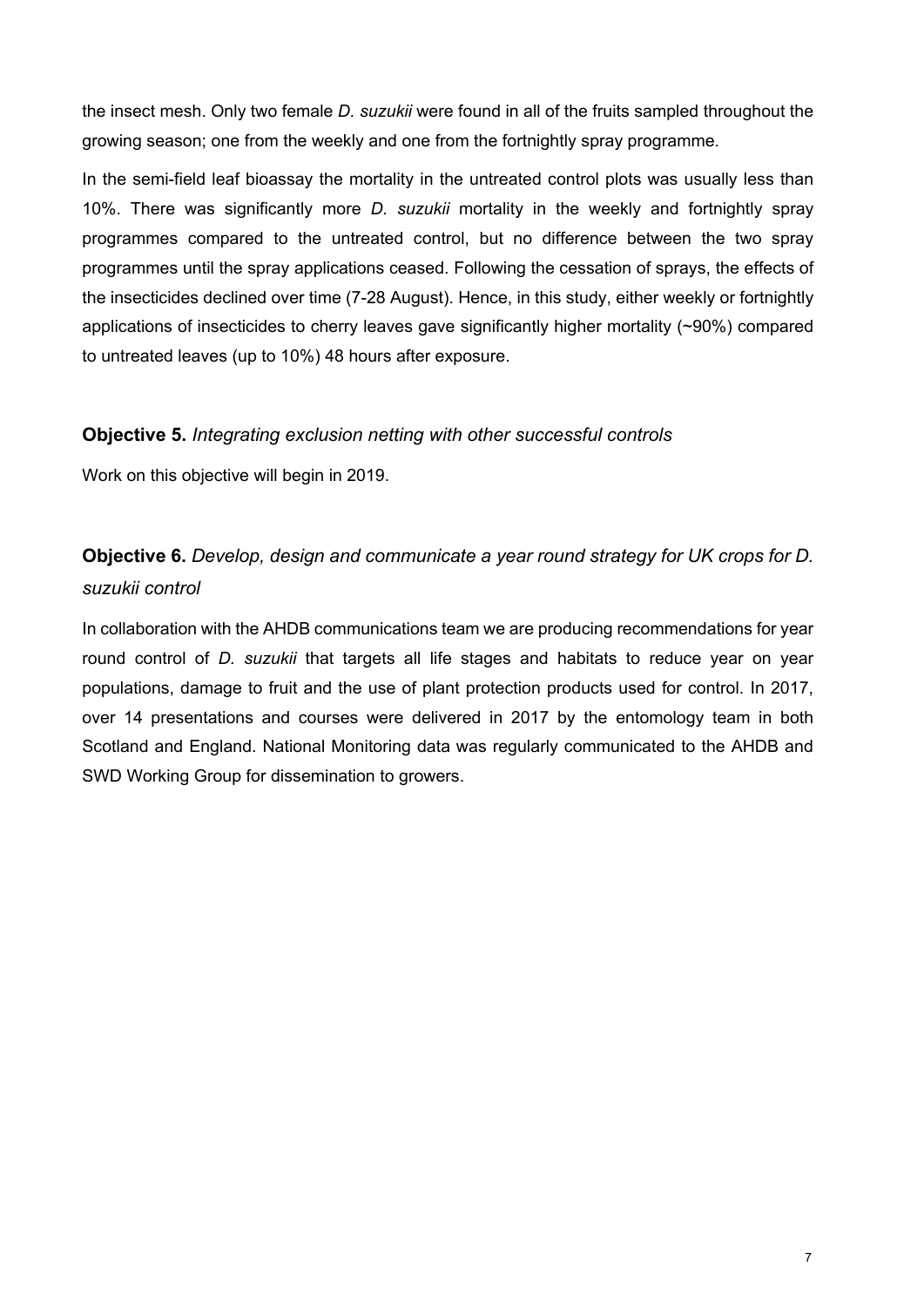the insect mesh. Only two female *D. suzukii* were found in all of the fruits sampled throughout the growing season; one from the weekly and one from the fortnightly spray programme.

In the semi-field leaf bioassay the mortality in the untreated control plots was usually less than 10%. There was significantly more *D. suzukii* mortality in the weekly and fortnightly spray programmes compared to the untreated control, but no difference between the two spray programmes until the spray applications ceased. Following the cessation of sprays, the effects of the insecticides declined over time (7-28 August). Hence, in this study, either weekly or fortnightly applications of insecticides to cherry leaves gave significantly higher mortality (~90%) compared to untreated leaves (up to 10%) 48 hours after exposure.

### **Objective 5.** *Integrating exclusion netting with other successful controls*

Work on this objective will begin in 2019.

### **Objective 6.** *Develop, design and communicate a year round strategy for UK crops for D. suzukii control*

In collaboration with the AHDB communications team we are producing recommendations for year round control of *D. suzukii* that targets all life stages and habitats to reduce year on year populations, damage to fruit and the use of plant protection products used for control. In 2017, over 14 presentations and courses were delivered in 2017 by the entomology team in both Scotland and England. National Monitoring data was regularly communicated to the AHDB and SWD Working Group for dissemination to growers.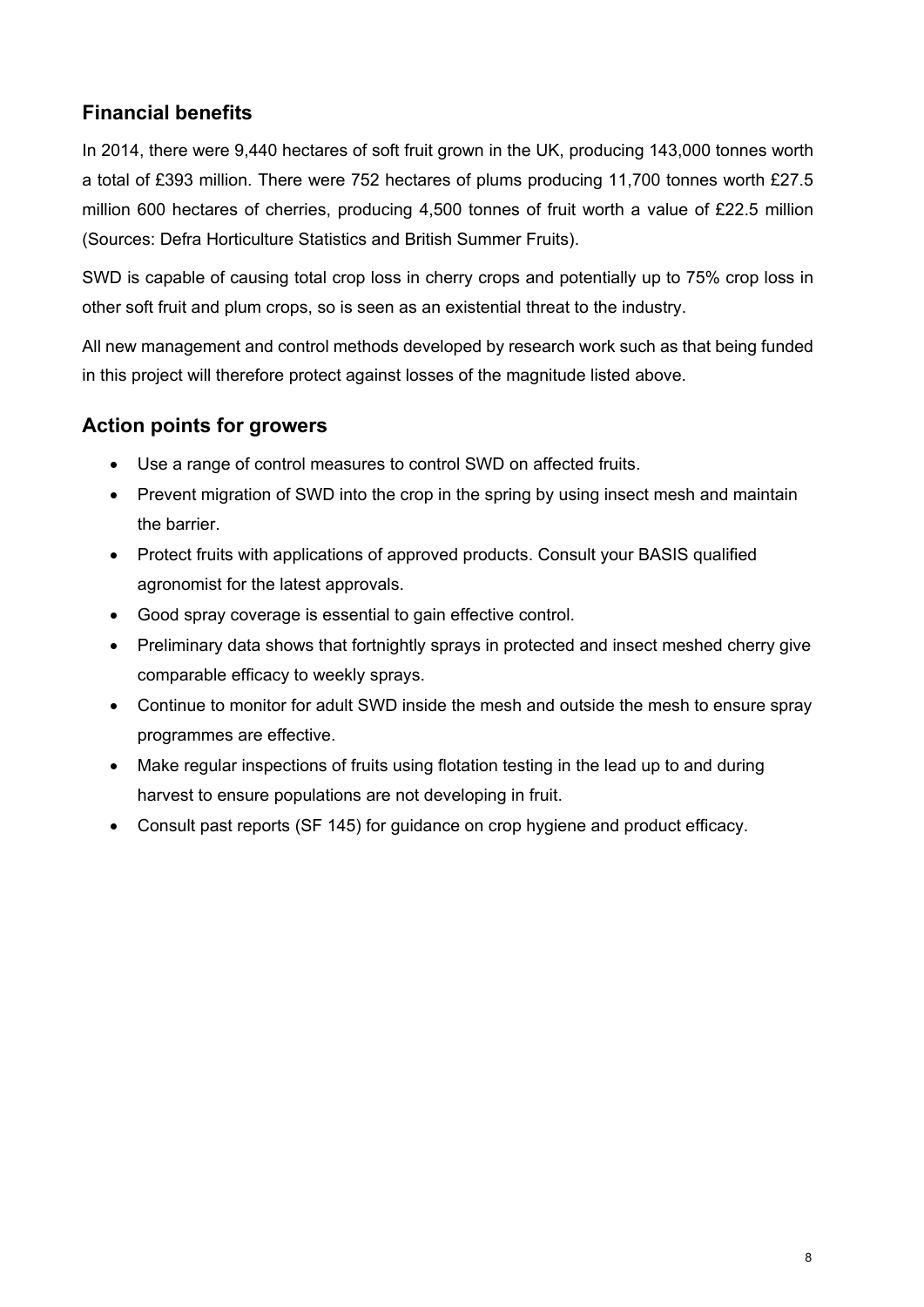## Financial benefits

In 2014, there were 9,440 hectares of soft fruit grown in the UK, producing 143,000 tonnes worth a total of £393 million. There were 752 hectares of plums producing 11,700 tonnes worth £27.5 million 600 hectares of cherries, producing 4,500 tonnes of fruit worth a value of £22.5 million (Sources: Defra Horticulture Statistics and British Summer Fruits).

SWD is capable of causing total crop loss in cherry crops and potentially up to 75% crop loss in other soft fruit and plum crops, so is seen as an existential threat to the industry.

All new management and control methods developed by research work such as that being funded in this project will therefore protect against losses of the magnitude listed above.

## Action points for growers

- Use a range of control measures to control SWD on affected fruits.
- Prevent migration of SWD into the crop in the spring by using insect mesh and maintain the barrier.
- Protect fruits with applications of approved products. Consult your BASIS qualified agronomist for the latest approvals.
- Good spray coverage is essential to gain effective control.
- Preliminary data shows that fortnightly sprays in protected and insect meshed cherry give comparable efficacy to weekly sprays.
- Continue to monitor for adult SWD inside the mesh and outside the mesh to ensure spray programmes are effective.
- Make regular inspections of fruits using flotation testing in the lead up to and during harvest to ensure populations are not developing in fruit.
- Consult past reports (SF 145) for guidance on crop hygiene and product efficacy.